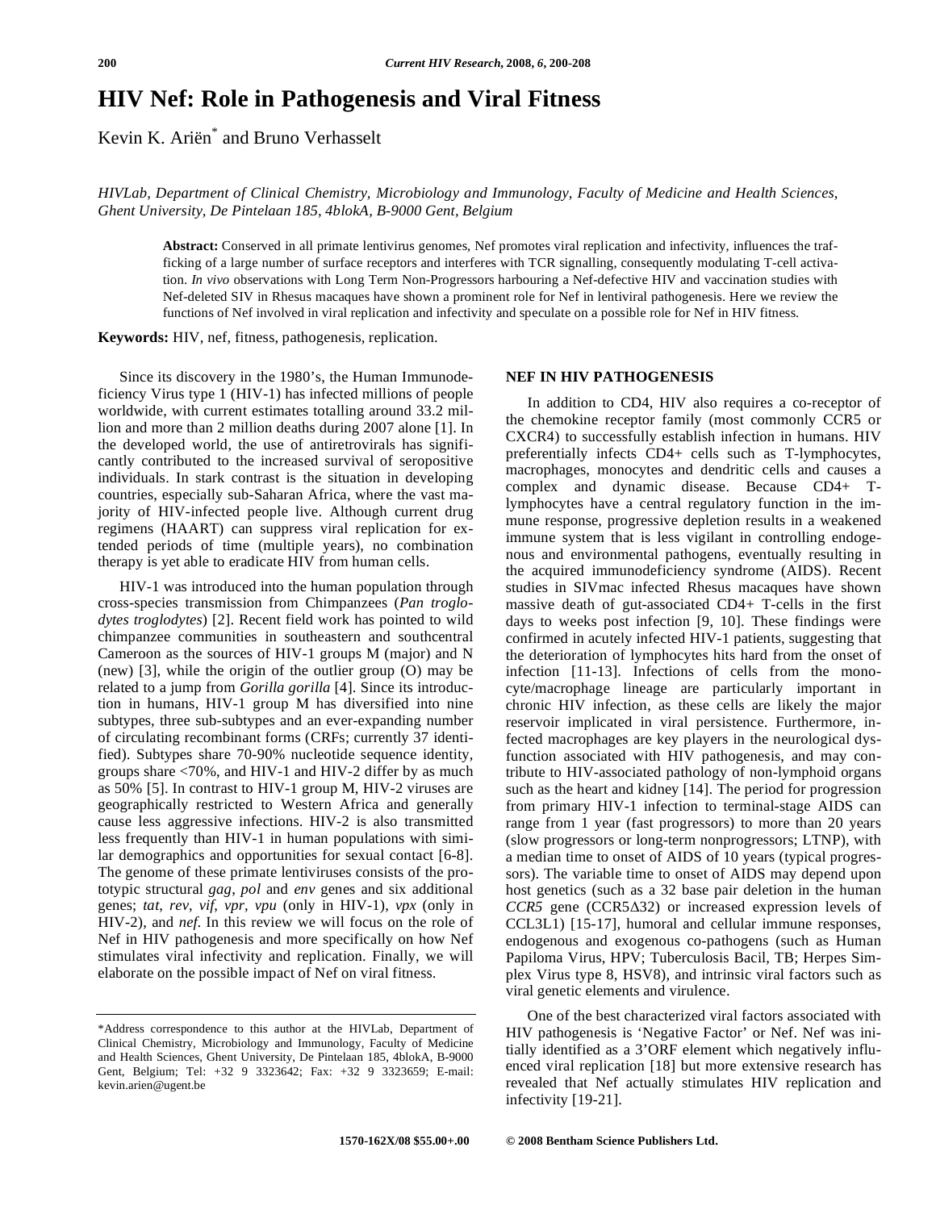# HIV Nef: Role in Pathogenesis and Viral Fitness

Kevin K. Ariën* and Bruno Verhasselt

*HIVLab, Department of Clinical Chemistry, Microbiology and Immunology, Faculty of Medicine and Health Sciences, Ghent University, De Pintelaan 185, 4blokA, B-9000 Gent, Belgium*

**Abstract:** Conserved in all primate lentivirus genomes, Nef promotes viral replication and infectivity, influences the trafficking of a large number of surface receptors and interferes with TCR signalling, consequently modulating T-cell activation. *In vivo* observations with Long Term Non-Progressors harbouring a Nef-defective HIV and vaccination studies with Nef-deleted SIV in Rhesus macaques have shown a prominent role for Nef in lentiviral pathogenesis. Here we review the functions of Nef involved in viral replication and infectivity and speculate on a possible role for Nef in HIV fitness.

**Keywords:** HIV, nef, fitness, pathogenesis, replication.

Since its discovery in the 1980's, the Human Immunodeficiency Virus type 1 (HIV-1) has infected millions of people worldwide, with current estimates totalling around 33.2 million and more than 2 million deaths during 2007 alone [1]. In the developed world, the use of antiretrovirals has significantly contributed to the increased survival of seropositive individuals. In stark contrast is the situation in developing countries, especially sub-Saharan Africa, where the vast majority of HIV-infected people live. Although current drug regimens (HAART) can suppress viral replication for extended periods of time (multiple years), no combination therapy is yet able to eradicate HIV from human cells.

HIV-1 was introduced into the human population through cross-species transmission from Chimpanzees (*Pan troglodytes troglodytes*) [2]. Recent field work has pointed to wild chimpanzee communities in southeastern and southcentral Cameroon as the sources of HIV-1 groups M (major) and N (new) [3], while the origin of the outlier group (O) may be related to a jump from *Gorilla gorilla* [4]. Since its introduction in humans, HIV-1 group M has diversified into nine subtypes, three sub-subtypes and an ever-expanding number of circulating recombinant forms (CRFs; currently 37 identified). Subtypes share 70-90% nucleotide sequence identity, groups share <70%, and HIV-1 and HIV-2 differ by as much as 50% [5]. In contrast to HIV-1 group M, HIV-2 viruses are geographically restricted to Western Africa and generally cause less aggressive infections. HIV-2 is also transmitted less frequently than HIV-1 in human populations with similar demographics and opportunities for sexual contact [6-8]. The genome of these primate lentiviruses consists of the prototypic structural *gag*, *pol* and *env* genes and six additional genes; *tat*, *rev*, *vif*, *vpr*, *vpu* (only in HIV-1), *vpx* (only in HIV-2), and *nef*. In this review we will focus on the role of Nef in HIV pathogenesis and more specifically on how Nef stimulates viral infectivity and replication. Finally, we will elaborate on the possible impact of Nef on viral fitness.

## NEF IN HIV PATHOGENESIS

In addition to CD4, HIV also requires a co-receptor of the chemokine receptor family (most commonly CCR5 or CXCR4) to successfully establish infection in humans. HIV preferentially infects CD4+ cells such as T-lymphocytes, macrophages, monocytes and dendritic cells and causes a complex and dynamic disease. Because CD4+ T-lymphocytes have a central regulatory function in the immune response, progressive depletion results in a weakened immune system that is less vigilant in controlling endogenous and environmental pathogens, eventually resulting in the acquired immunodeficiency syndrome (AIDS). Recent studies in SIVmac infected Rhesus macaques have shown massive death of gut-associated CD4+ T-cells in the first days to weeks post infection [9, 10]. These findings were confirmed in acutely infected HIV-1 patients, suggesting that the deterioration of lymphocytes hits hard from the onset of infection [11-13]. Infections of cells from the monocyte/macrophage lineage are particularly important in chronic HIV infection, as these cells are likely the major reservoir implicated in viral persistence. Furthermore, infected macrophages are key players in the neurological dysfunction associated with HIV pathogenesis, and may contribute to HIV-associated pathology of non-lymphoid organs such as the heart and kidney [14]. The period for progression from primary HIV-1 infection to terminal-stage AIDS can range from 1 year (fast progressors) to more than 20 years (slow progressors or long-term nonprogressors; LTNP), with a median time to onset of AIDS of 10 years (typical progressors). The variable time to onset of AIDS may depend upon host genetics (such as a 32 base pair deletion in the human *CCR5* gene (CCR5Δ32) or increased expression levels of CCL3L1) [15-17], humoral and cellular immune responses, endogenous and exogenous co-pathogens (such as Human Papiloma Virus, HPV; Tuberculosis Bacil, TB; Herpes Simplex Virus type 8, HSV8), and intrinsic viral factors such as viral genetic elements and virulence.

One of the best characterized viral factors associated with HIV pathogenesis is 'Negative Factor' or Nef. Nef was initially identified as a 3'ORF element which negatively influenced viral replication [18] but more extensive research has revealed that Nef actually stimulates HIV replication and infectivity [19-21].

*Address correspondence to this author at the HIVLab, Department of Clinical Chemistry, Microbiology and Immunology, Faculty of Medicine and Health Sciences, Ghent University, De Pintelaan 185, 4blokA, B-9000 Gent, Belgium; Tel: +32 9 3323642; Fax: +32 9 3323659; E-mail: kevin.arien@ugent.be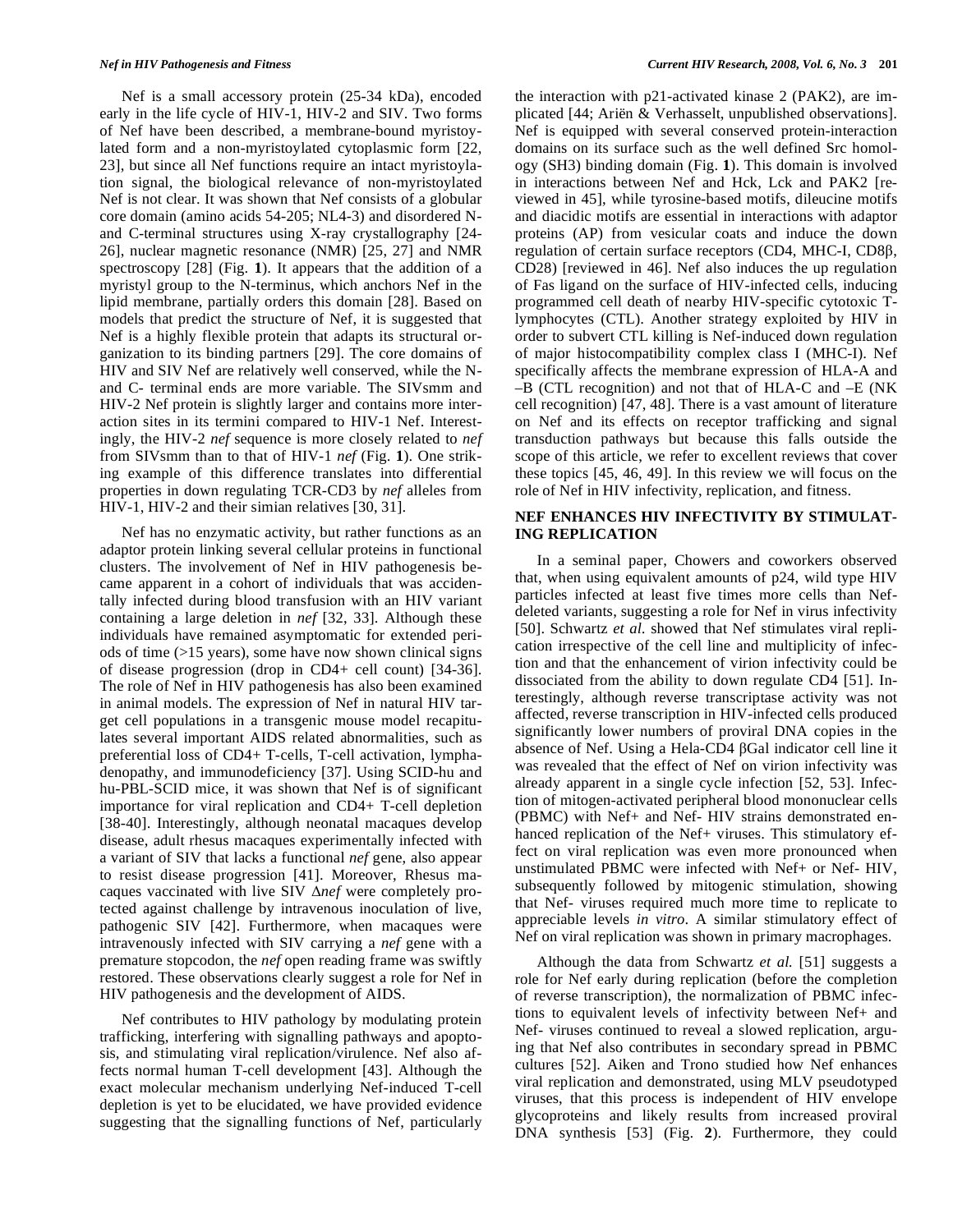Nef is a small accessory protein (25-34 kDa), encoded early in the life cycle of HIV-1, HIV-2 and SIV. Two forms of Nef have been described, a membrane-bound myristoylated form and a non-myristoylated cytoplasmic form [22, 23], but since all Nef functions require an intact myristoylation signal, the biological relevance of non-myristoylated Nef is not clear. It was shown that Nef consists of a globular core domain (amino acids 54-205; NL4-3) and disordered N- and C-terminal structures using X-ray crystallography [24-26], nuclear magnetic resonance (NMR) [25, 27] and NMR spectroscopy [28] (Fig. **1**). It appears that the addition of a myristyl group to the N-terminus, which anchors Nef in the lipid membrane, partially orders this domain [28]. Based on models that predict the structure of Nef, it is suggested that Nef is a highly flexible protein that adapts its structural organization to its binding partners [29]. The core domains of HIV and SIV Nef are relatively well conserved, while the N- and C- terminal ends are more variable. The SIVsmm and HIV-2 Nef protein is slightly larger and contains more interaction sites in its terminii compared to HIV-1 Nef. Interestingly, the HIV-2 *nef* sequence is more closely related to *nef* from SIVsmm than to that of HIV-1 *nef* (Fig. **1**). One striking example of this difference translates into differential properties in down regulating TCR-CD3 by *nef* alleles from HIV-1, HIV-2 and their simian relatives [30, 31].

Nef has no enzymatic activity, but rather functions as an adaptor protein linking several cellular proteins in functional clusters. The involvement of Nef in HIV pathogenesis became apparent in a cohort of individuals that was accidentally infected during blood transfusion with an HIV variant containing a large deletion in *nef* [32, 33]. Although these individuals have remained asymptomatic for extended periods of time (>15 years), some have now shown clinical signs of disease progression (drop in CD4+ cell count) [34-36]. The role of Nef in HIV pathogenesis has also been examined in animal models. The expression of Nef in natural HIV target cell populations in a transgenic mouse model recapitulates several important AIDS related abnormalities, such as preferential loss of CD4+ T-cells, T-cell activation, lymphadenopathy, and immunodeficiency [37]. Using SCID-hu and hu-PBL-SCID mice, it was shown that Nef is of significant importance for viral replication and CD4+ T-cell depletion [38-40]. Interestingly, although neonatal macaques develop disease, adult rhesus macaques experimentally infected with a variant of SIV that lacks a functional *nef* gene, also appear to resist disease progression [41]. Moreover, Rhesus macaques vaccinated with live SIV Δ*nef* were completely protected against challenge by intravenous inoculation of live, pathogenic SIV [42]. Furthermore, when macaques were intravenously infected with SIV carrying a *nef* gene with a premature stopcodon, the *nef* open reading frame was swiftly restored. These observations clearly suggest a role for Nef in HIV pathogenesis and the development of AIDS.

Nef contributes to HIV pathology by modulating protein trafficking, interfering with signalling pathways and apoptosis, and stimulating viral replication/virulence. Nef also affects normal human T-cell development [43]. Although the exact molecular mechanism underlying Nef-induced T-cell depletion is yet to be elucidated, we have provided evidence suggesting that the signalling functions of Nef, particularly the interaction with p21-activated kinase 2 (PAK2), are implicated [44; Ariën & Verhasselt, unpublished observations]. Nef is equipped with several conserved protein-interaction domains on its surface such as the well defined Src homology (SH3) binding domain (Fig. **1**). This domain is involved in interactions between Nef and Hck, Lck and PAK2 [reviewed in 45], while tyrosine-based motifs, dileucine motifs and diacidic motifs are essential in interactions with adaptor proteins (AP) from vesicular coats and induce the down regulation of certain surface receptors (CD4, MHC-I, CD8β, CD28) [reviewed in 46]. Nef also induces the up regulation of Fas ligand on the surface of HIV-infected cells, inducing programmed cell death of nearby HIV-specific cytotoxic T-lymphocytes (CTL). Another strategy exploited by HIV in order to subvert CTL killing is Nef-induced down regulation of major histocompatibility complex class I (MHC-I). Nef specifically affects the membrane expression of HLA-A and –B (CTL recognition) and not that of HLA-C and –E (NK cell recognition) [47, 48]. There is a vast amount of literature on Nef and its effects on receptor trafficking and signal transduction pathways but because this falls outside the scope of this article, we refer to excellent reviews that cover these topics [45, 46, 49]. In this review we will focus on the role of Nef in HIV infectivity, replication, and fitness.

## NEF ENHANCES HIV INFECTIVITY BY STIMULATING REPLICATION

In a seminal paper, Chowers and coworkers observed that, when using equivalent amounts of p24, wild type HIV particles infected at least five times more cells than Nef-deleted variants, suggesting a role for Nef in virus infectivity [50]. Schwartz *et al.* showed that Nef stimulates viral replication irrespective of the cell line and multiplicity of infection and that the enhancement of virion infectivity could be dissociated from the ability to down regulate CD4 [51]. Interestingly, although reverse transcriptase activity was not affected, reverse transcription in HIV-infected cells produced significantly lower numbers of proviral DNA copies in the absence of Nef. Using a Hela-CD4 βGal indicator cell line it was revealed that the effect of Nef on virion infectivity was already apparent in a single cycle infection [52, 53]. Infection of mitogen-activated peripheral blood mononuclear cells (PBMC) with Nef+ and Nef- HIV strains demonstrated enhanced replication of the Nef+ viruses. This stimulatory effect on viral replication was even more pronounced when unstimulated PBMC were infected with Nef+ or Nef- HIV, subsequently followed by mitogenic stimulation, showing that Nef- viruses required much more time to replicate to appreciable levels *in vitro*. A similar stimulatory effect of Nef on viral replication was shown in primary macrophages.

Although the data from Schwartz *et al.* [51] suggests a role for Nef early during replication (before the completion of reverse transcription), the normalization of PBMC infections to equivalent levels of infectivity between Nef+ and Nef- viruses continued to reveal a slowed replication, arguing that Nef also contributes in secondary spread in PBMC cultures [52]. Aiken and Trono studied how Nef enhances viral replication and demonstrated, using MLV pseudotyped viruses, that this process is independent of HIV envelope glycoproteins and likely results from increased proviral DNA synthesis [53] (Fig. **2**). Furthermore, they could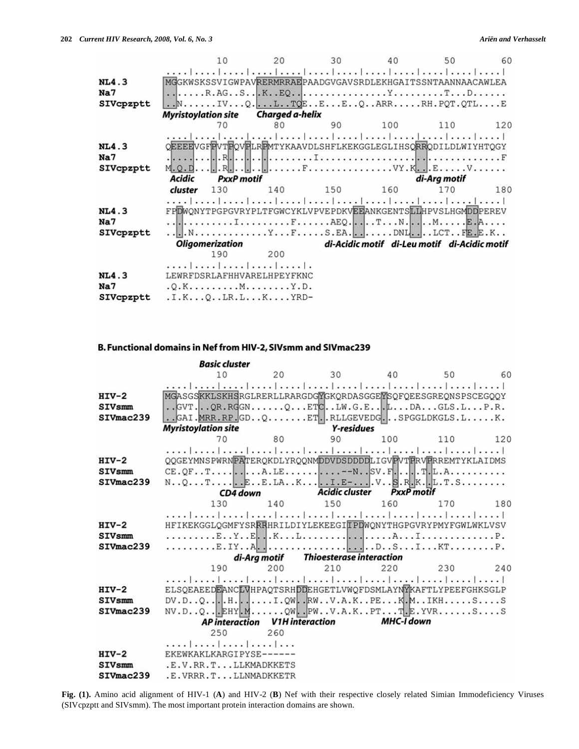```
                 10        20        30        40        50        60
             ....|....|....|....|....|....|....|....|....|....|....|....|
NL4.3        MGGKWSKSSVIGWPAVRERMRRAEPAADGVGAVSRDLEKHGAITSSNTAANNAACAWLEA
Na7          ........R.AG..S...K..EQ...............Y.........T...D......
SIVcpzptt    ..N......IV...Q....L..TQE..E...E..Q..ARR.....RH.PQT.QTL....E
             Myristoylation site   Charged a-helix
                 70        80        90        100       110       120
             ....|....|....|....|....|....|....|....|....|....|....|....|
NL4.3        QEEEEVGFPVTPQVPLRPMTYKAAVDLSHFLKEKGGLEGLIHSQRRQDILDLWIYHTQGY
Na7          ..........R.............I..............................F
SIVcpzptt    M.Q.D.....R.........F...............VY.K...E.....V......
             Acidic     PxxP motif                            di-Arg motif
             cluster       130       140       150       160       170       180
             ....|....|....|....|....|....|....|....|....|....|....|....|
NL4.3        FPDWQNYTPGPGVRYPLTFGWCYKLVPVEPDKVEEANKGENTSLLHPVSLHGMDDPEREV
Na7          ...........I.........F......AEQ.....T...N.....M.....E.A....
SIVcpzptt    ...N.............Y...F.....S.EA.........DNL....LCT..FE.E.K..
               Oligomerization               di-Acidic motif  di-Leu motif  di-Acidic motif
                 190       200
             ....|....|....|....|....|.
NL4.3        LEWRFDSRLAFHHVARELHPEYFKNC
Na7          .Q.K.........M........Y.D.
SIVcpzptt    .I.K...Q..LR.L...K....YRD-
```

**B. Functional domains in Nef from HIV-2, SIVsmm and SIVmac239**

```
             Basic cluster
                 10        20        30        40        50        60
             ....|....|....|....|....|....|....|....|....|....|....|....|
HIV-2        MGASGSKKLSKHSRGLRERLLRARGDGYGKQRDASGGEYSQFQEESGREQNSPSCEGQQY
SIVsmm       ..GVT...QR.RGGN......Q...ETC..LW.G.E...L...DA...GLS.L...P.R.
SIVmac239    ..GAI.MRR.RP.GD..Q.......ET..RLLGEVEDG...SPGGLDKGLS.L.....K.
             Myristoylation site              Y-residues
                 70        80        90        100       110       120
             ....|....|....|....|....|....|....|....|....|....|....|....|
HIV-2        QQGEYMNSPWRNPATERQKDLYRQQNMDDVDSDDDDLIGVPVTPRVPRREMTYKLAIDMS
SIVsmm       CE.QF..T.........A.LE..........--N..SV.F.....T.L.A..........
SIVmac239    N..Q...T.......E..E.LA..K.....I.E-....V..S.R.K..L.T.S........
                         CD4 down         Acidic cluster   PxxP motif
                 130       140       150       160       170       180
             ....|....|....|....|....|....|....|....|....|....|....|....|
HIV-2        HFIKEKGGLQGMFYSRRRHRILDIYLEKEEGIIPDWQNYTHGPGVRYPMYFGWLWKLVSV
SIVsmm       .........E..Y..E...K...L............A...I.............P.
SIVmac239    .........E.IY..A..............D..S...I...KT........P.
                        di-Arg motif   Thioesterase interaction
                 190       200       210       220       230       240
             ....|....|....|....|....|....|....|....|....|....|....|....|
HIV-2        ELSQEAEEDEANCLVHPAQTSRHDDEHGETLVWQFDSMLAYNYKAFTLYPEEFGHKSGLP
SIVsmm       DV.D..Q....H.......I.QW..RW..V.A.K..PE...K.M..IKH.....S....S
SIVmac239    NV.D..Q...EHY.M......QW...PW..V.A.K..PT...T.E.YVR......S....S
                AP interaction  V1H interaction       MHC-I down
                 250       260
             ....|....|....|...
HIV-2        EKEWKAKLKARGIPYSE------
SIVsmm       .E.V.RR.T...LLKMADKKETS
SIVmac239    .E.VRRR.T...LLNMADKKETR
```

**Fig. (1).** Amino acid alignment of HIV-1 (**A**) and HIV-2 (**B**) Nef with their respective closely related Simian Immodeficiency Viruses (SIVcpzptt and SIVsmm). The most important protein interaction domains are shown.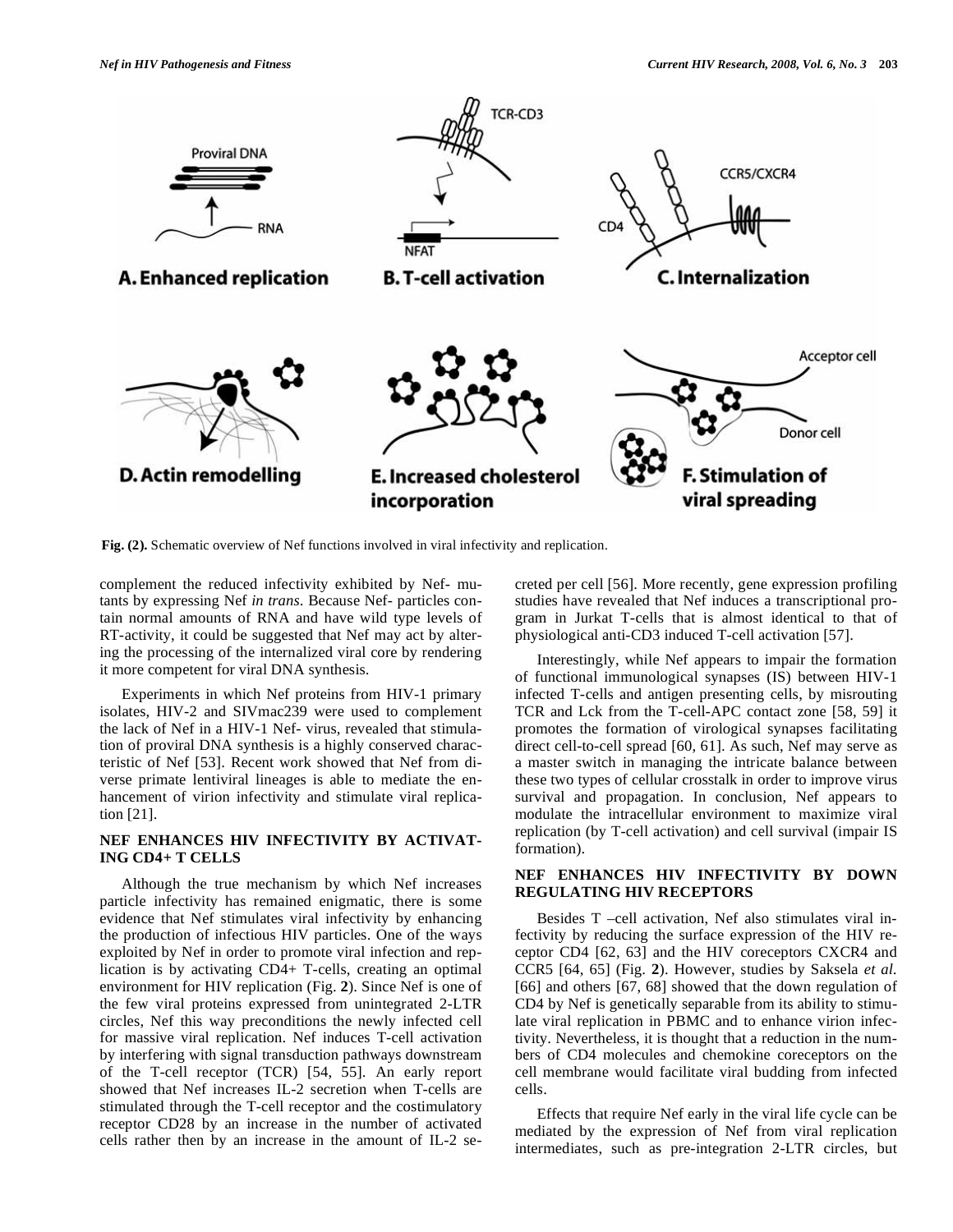Fig. (2). Schematic overview of Nef functions involved in viral infectivity and replication.

complement the reduced infectivity exhibited by Nef- mutants by expressing Nef *in trans*. Because Nef- particles contain normal amounts of RNA and have wild type levels of RT-activity, it could be suggested that Nef may act by altering the processing of the internalized viral core by rendering it more competent for viral DNA synthesis.

Experiments in which Nef proteins from HIV-1 primary isolates, HIV-2 and SIVmac239 were used to complement the lack of Nef in a HIV-1 Nef- virus, revealed that stimulation of proviral DNA synthesis is a highly conserved characteristic of Nef [53]. Recent work showed that Nef from diverse primate lentiviral lineages is able to mediate the enhancement of virion infectivity and stimulate viral replication [21].

## NEF ENHANCES HIV INFECTIVITY BY ACTIVATING CD4+ T CELLS

Although the true mechanism by which Nef increases particle infectivity has remained enigmatic, there is some evidence that Nef stimulates viral infectivity by enhancing the production of infectious HIV particles. One of the ways exploited by Nef in order to promote viral infection and replication is by activating CD4+ T-cells, creating an optimal environment for HIV replication (Fig. **2**). Since Nef is one of the few viral proteins expressed from unintegrated 2-LTR circles, Nef this way preconditions the newly infected cell for massive viral replication. Nef induces T-cell activation by interfering with signal transduction pathways downstream of the T-cell receptor (TCR) [54, 55]. An early report showed that Nef increases IL-2 secretion when T-cells are stimulated through the T-cell receptor and the costimulatory receptor CD28 by an increase in the number of activated cells rather then by an increase in the amount of IL-2 secreted per cell [56]. More recently, gene expression profiling studies have revealed that Nef induces a transcriptional program in Jurkat T-cells that is almost identical to that of physiological anti-CD3 induced T-cell activation [57].

Interestingly, while Nef appears to impair the formation of functional immunological synapses (IS) between HIV-1 infected T-cells and antigen presenting cells, by misrouting TCR and Lck from the T-cell-APC contact zone [58, 59] it promotes the formation of virological synapses facilitating direct cell-to-cell spread [60, 61]. As such, Nef may serve as a master switch in managing the intricate balance between these two types of cellular crosstalk in order to improve virus survival and propagation. In conclusion, Nef appears to modulate the intracellular environment to maximize viral replication (by T-cell activation) and cell survival (impair IS formation).

## NEF ENHANCES HIV INFECTIVITY BY DOWN REGULATING HIV RECEPTORS

Besides T –cell activation, Nef also stimulates viral infectivity by reducing the surface expression of the HIV receptor CD4 [62, 63] and the HIV coreceptors CXCR4 and CCR5 [64, 65] (Fig. **2**). However, studies by Saksela *et al.* [66] and others [67, 68] showed that the down regulation of CD4 by Nef is genetically separable from its ability to stimulate viral replication in PBMC and to enhance virion infectivity. Nevertheless, it is thought that a reduction in the numbers of CD4 molecules and chemokine coreceptors on the cell membrane would facilitate viral budding from infected cells.

Effects that require Nef early in the viral life cycle can be mediated by the expression of Nef from viral replication intermediates, such as pre-integration 2-LTR circles, but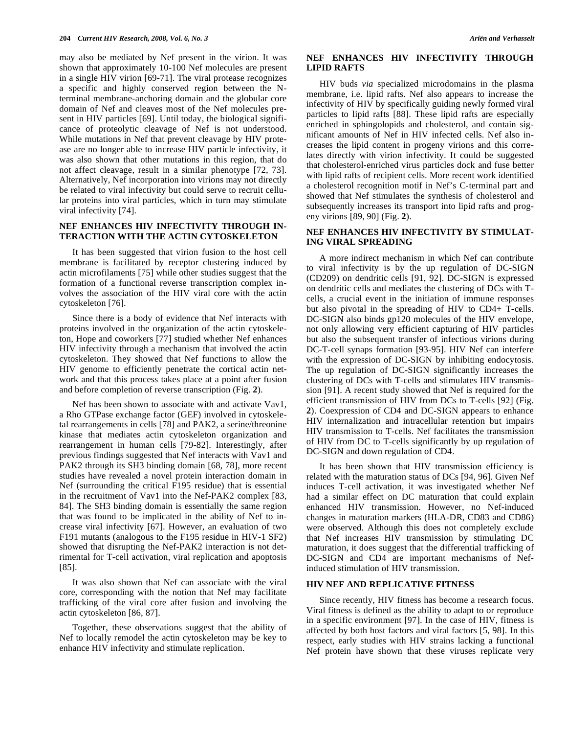may also be mediated by Nef present in the virion. It was shown that approximately 10-100 Nef molecules are present in a single HIV virion [69-71]. The viral protease recognizes a specific and highly conserved region between the N-terminal membrane-anchoring domain and the globular core domain of Nef and cleaves most of the Nef molecules present in HIV particles [69]. Until today, the biological significance of proteolytic cleavage of Nef is not understood. While mutations in Nef that prevent cleavage by HIV protease are no longer able to increase HIV particle infectivity, it was also shown that other mutations in this region, that do not affect cleavage, result in a similar phenotype [72, 73]. Alternatively, Nef incorporation into virions may not directly be related to viral infectivity but could serve to recruit cellular proteins into viral particles, which in turn may stimulate viral infectivity [74].

## NEF ENHANCES HIV INFECTIVITY THROUGH INTERACTION WITH THE ACTIN CYTOSKELETON

It has been suggested that virion fusion to the host cell membrane is facilitated by receptor clustering induced by actin microfilaments [75] while other studies suggest that the formation of a functional reverse transcription complex involves the association of the HIV viral core with the actin cytoskeleton [76].

Since there is a body of evidence that Nef interacts with proteins involved in the organization of the actin cytoskeleton, Hope and coworkers [77] studied whether Nef enhances HIV infectivity through a mechanism that involved the actin cytoskeleton. They showed that Nef functions to allow the HIV genome to efficiently penetrate the cortical actin network and that this process takes place at a point after fusion and before completion of reverse transcription (Fig. **2**).

Nef has been shown to associate with and activate Vav1, a Rho GTPase exchange factor (GEF) involved in cytoskeletal rearrangements in cells [78] and PAK2, a serine/threonine kinase that mediates actin cytoskeleton organization and rearrangement in human cells [79-82]. Interestingly, after previous findings suggested that Nef interacts with Vav1 and PAK2 through its SH3 binding domain [68, 78], more recent studies have revealed a novel protein interaction domain in Nef (surrounding the critical F195 residue) that is essential in the recruitment of Vav1 into the Nef-PAK2 complex [83, 84]. The SH3 binding domain is essentially the same region that was found to be implicated in the ability of Nef to increase viral infectivity [67]. However, an evaluation of two F191 mutants (analogous to the F195 residue in HIV-1 SF2) showed that disrupting the Nef-PAK2 interaction is not detrimental for T-cell activation, viral replication and apoptosis [85].

It was also shown that Nef can associate with the viral core, corresponding with the notion that Nef may facilitate trafficking of the viral core after fusion and involving the actin cytoskeleton [86, 87].

Together, these observations suggest that the ability of Nef to locally remodel the actin cytoskeleton may be key to enhance HIV infectivity and stimulate replication.

## NEF ENHANCES HIV INFECTIVITY THROUGH LIPID RAFTS

HIV buds *via* specialized microdomains in the plasma membrane, i.e. lipid rafts. Nef also appears to increase the infectivity of HIV by specifically guiding newly formed viral particles to lipid rafts [88]. These lipid rafts are especially enriched in sphingolopids and cholesterol, and contain significant amounts of Nef in HIV infected cells. Nef also increases the lipid content in progeny virions and this correlates directly with virion infectivity. It could be suggested that cholesterol-enriched virus particles dock and fuse better with lipid rafts of recipient cells. More recent work identified a cholesterol recognition motif in Nef's C-terminal part and showed that Nef stimulates the synthesis of cholesterol and subsequently increases its transport into lipid rafts and progeny virions [89, 90] (Fig. **2**).

## NEF ENHANCES HIV INFECTIVITY BY STIMULATING VIRAL SPREADING

A more indirect mechanism in which Nef can contribute to viral infectivity is by the up regulation of DC-SIGN (CD209) on dendritic cells [91, 92]. DC-SIGN is expressed on dendritic cells and mediates the clustering of DCs with T-cells, a crucial event in the initiation of immune responses but also pivotal in the spreading of HIV to CD4+ T-cells. DC-SIGN also binds gp120 molecules of the HIV envelope, not only allowing very efficient capturing of HIV particles but also the subsequent transfer of infectious virions during DC-T-cell synaps formation [93-95]. HIV Nef can interfere with the expression of DC-SIGN by inhibiting endocytosis. The up regulation of DC-SIGN significantly increases the clustering of DCs with T-cells and stimulates HIV transmission [91]. A recent study showed that Nef is required for the efficient transmission of HIV from DCs to T-cells [92] (Fig. **2**). Coexpression of CD4 and DC-SIGN appears to enhance HIV internalization and intracellular retention but impairs HIV transmission to T-cells. Nef facilitates the transmission of HIV from DC to T-cells significantly by up regulation of DC-SIGN and down regulation of CD4.

It has been shown that HIV transmission efficiency is related with the maturation status of DCs [94, 96]. Given Nef induces T-cell activation, it was investigated whether Nef had a similar effect on DC maturation that could explain enhanced HIV transmission. However, no Nef-induced changes in maturation markers (HLA-DR, CD83 and CD86) were observed. Although this does not completely exclude that Nef increases HIV transmission by stimulating DC maturation, it does suggest that the differential trafficking of DC-SIGN and CD4 are important mechanisms of Nef-induced stimulation of HIV transmission.

## HIV NEF AND REPLICATIVE FITNESS

Since recently, HIV fitness has become a research focus. Viral fitness is defined as the ability to adapt to or reproduce in a specific environment [97]. In the case of HIV, fitness is affected by both host factors and viral factors [5, 98]. In this respect, early studies with HIV strains lacking a functional Nef protein have shown that these viruses replicate very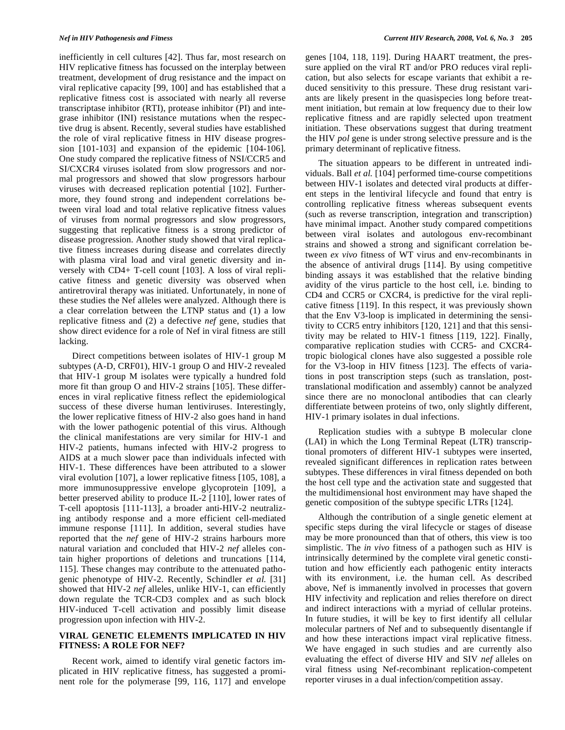inefficiently in cell cultures [42]. Thus far, most research on HIV replicative fitness has focussed on the interplay between treatment, development of drug resistance and the impact on viral replicative capacity [99, 100] and has established that a replicative fitness cost is associated with nearly all reverse transcriptase inhibitor (RTI), protease inhibitor (PI) and integrase inhibitor (INI) resistance mutations when the respective drug is absent. Recently, several studies have established the role of viral replicative fitness in HIV disease progression [101-103] and expansion of the epidemic [104-106]. One study compared the replicative fitness of NSI/CCR5 and SI/CXCR4 viruses isolated from slow progressors and normal progressors and showed that slow progressors harbour viruses with decreased replication potential [102]. Furthermore, they found strong and independent correlations between viral load and total relative replicative fitness values of viruses from normal progressors and slow progressors, suggesting that replicative fitness is a strong predictor of disease progression. Another study showed that viral replicative fitness increases during disease and correlates directly with plasma viral load and viral genetic diversity and inversely with CD4+ T-cell count [103]. A loss of viral replicative fitness and genetic diversity was observed when antiretroviral therapy was initiated. Unfortunately, in none of these studies the Nef alleles were analyzed. Although there is a clear correlation between the LTNP status and (1) a low replicative fitness and (2) a defective *nef* gene, studies that show direct evidence for a role of Nef in viral fitness are still lacking.

Direct competitions between isolates of HIV-1 group M subtypes (A-D, CRF01), HIV-1 group O and HIV-2 revealed that HIV-1 group M isolates were typically a hundred fold more fit than group O and HIV-2 strains [105]. These differences in viral replicative fitness reflect the epidemiological success of these diverse human lentiviruses. Interestingly, the lower replicative fitness of HIV-2 also goes hand in hand with the lower pathogenic potential of this virus. Although the clinical manifestations are very similar for HIV-1 and HIV-2 patients, humans infected with HIV-2 progress to AIDS at a much slower pace than individuals infected with HIV-1. These differences have been attributed to a slower viral evolution [107], a lower replicative fitness [105, 108], a more immunosuppressive envelope glycoprotein [109], a better preserved ability to produce IL-2 [110], lower rates of T-cell apoptosis [111-113], a broader anti-HIV-2 neutralizing antibody response and a more efficient cell-mediated immune response [111]. In addition, several studies have reported that the *nef* gene of HIV-2 strains harbours more natural variation and concluded that HIV-2 *nef* alleles contain higher proportions of deletions and truncations [114, 115]. These changes may contribute to the attenuated pathogenic phenotype of HIV-2. Recently, Schindler *et al.* [31] showed that HIV-2 *nef* alleles, unlike HIV-1, can efficiently down regulate the TCR-CD3 complex and as such block HIV-induced T-cell activation and possibly limit disease progression upon infection with HIV-2.

## VIRAL GENETIC ELEMENTS IMPLICATED IN HIV FITNESS: A ROLE FOR NEF?

Recent work, aimed to identify viral genetic factors implicated in HIV replicative fitness, has suggested a prominent role for the polymerase [99, 116, 117] and envelope genes [104, 118, 119]. During HAART treatment, the pressure applied on the viral RT and/or PRO reduces viral replication, but also selects for escape variants that exhibit a reduced sensitivity to this pressure. These drug resistant variants are likely present in the quasispecies long before treatment initiation, but remain at low frequency due to their low replicative fitness and are rapidly selected upon treatment initiation. These observations suggest that during treatment the HIV *pol* gene is under strong selective pressure and is the primary determinant of replicative fitness.

The situation appears to be different in untreated individuals. Ball *et al.* [104] performed time-course competitions between HIV-1 isolates and detected viral products at different steps in the lentiviral lifecycle and found that entry is controlling replicative fitness whereas subsequent events (such as reverse transcription, integration and transcription) have minimal impact. Another study compared competitions between viral isolates and autologous env-recombinant strains and showed a strong and significant correlation between *ex vivo* fitness of WT virus and env-recombinants in the absence of antiviral drugs [114]. By using competitive binding assays it was established that the relative binding avidity of the virus particle to the host cell, i.e. binding to CD4 and CCR5 or CXCR4, is predictive for the viral replicative fitness [119]. In this respect, it was previously shown that the Env V3-loop is implicated in determining the sensitivity to CCR5 entry inhibitors [120, 121] and that this sensitivity may be related to HIV-1 fitness [119, 122]. Finally, comparative replication studies with CCR5- and CXCR4-tropic biological clones have also suggested a possible role for the V3-loop in HIV fitness [123]. The effects of variations in post transcription steps (such as translation, post-translational modification and assembly) cannot be analyzed since there are no monoclonal antibodies that can clearly differentiate between proteins of two, only slightly different, HIV-1 primary isolates in dual infections.

Replication studies with a subtype B molecular clone (LAI) in which the Long Terminal Repeat (LTR) transcriptional promoters of different HIV-1 subtypes were inserted, revealed significant differences in replication rates between subtypes. These differences in viral fitness depended on both the host cell type and the activation state and suggested that the multidimensional host environment may have shaped the genetic composition of the subtype specific LTRs [124].

Although the contribution of a single genetic element at specific steps during the viral lifecycle or stages of disease may be more pronounced than that of others, this view is too simplistic. The *in vivo* fitness of a pathogen such as HIV is intrinsically determined by the complete viral genetic constitution and how efficiently each pathogenic entity interacts with its environment, i.e. the human cell. As described above, Nef is immanently involved in processes that govern HIV infectivity and replication and relies therefore on direct and indirect interactions with a myriad of cellular proteins. In future studies, it will be key to first identify all cellular molecular partners of Nef and to subsequently disentangle if and how these interactions impact viral replicative fitness. We have engaged in such studies and are currently also evaluating the effect of diverse HIV and SIV *nef* alleles on viral fitness using Nef-recombinant replication-competent reporter viruses in a dual infection/competition assay.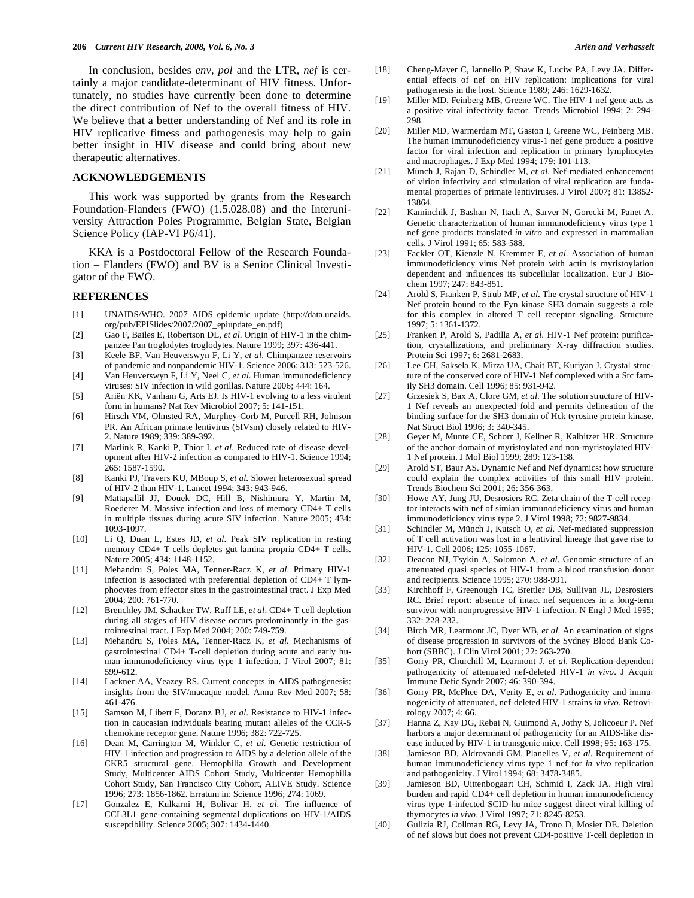In conclusion, besides *env*, *pol* and the LTR, *nef* is certainly a major candidate-determinant of HIV fitness. Unfortunately, no studies have currently been done to determine the direct contribution of Nef to the overall fitness of HIV. We believe that a better understanding of Nef and its role in HIV replicative fitness and pathogenesis may help to gain better insight in HIV disease and could bring about new therapeutic alternatives.

## ACKNOWLEDGEMENTS

This work was supported by grants from the Research Foundation-Flanders (FWO) (1.5.028.08) and the Interuniversity Attraction Poles Programme, Belgian State, Belgian Science Policy (IAP-VI P6/41).

KKA is a Postdoctoral Fellow of the Research Foundation – Flanders (FWO) and BV is a Senior Clinical Investigator of the FWO.

## REFERENCES

[1] UNAIDS/WHO. 2007 AIDS epidemic update (http://data.unaids.org/pub/EPISlides/2007/2007_epiupdate_en.pdf)

[2] Gao F, Bailes E, Robertson DL, *et al*. Origin of HIV-1 in the chimpanzee Pan troglodytes troglodytes. Nature 1999; 397: 436-441.

[3] Keele BF, Van Heuverswyn F, Li Y, *et al*. Chimpanzee reservoirs of pandemic and nonpandemic HIV-1. Science 2006; 313: 523-526.

[4] Van Heuverswyn F, Li Y, Neel C, *et al*. Human immunodeficiency viruses: SIV infection in wild gorillas. Nature 2006; 444: 164.

[5] Ariën KK, Vanham G, Arts EJ. Is HIV-1 evolving to a less virulent form in humans? Nat Rev Microbiol 2007; 5: 141-151.

[6] Hirsch VM, Olmsted RA, Murphey-Corb M, Purcell RH, Johnson PR. An African primate lentivirus (SIVsm) closely related to HIV-2. Nature 1989; 339: 389-392.

[7] Marlink R, Kanki P, Thior I, *et al*. Reduced rate of disease development after HIV-2 infection as compared to HIV-1. Science 1994; 265: 1587-1590.

[8] Kanki PJ, Travers KU, MBoup S, *et al*. Slower heterosexual spread of HIV-2 than HIV-1. Lancet 1994; 343: 943-946.

[9] Mattapallil JJ, Douek DC, Hill B, Nishimura Y, Martin M, Roederer M. Massive infection and loss of memory CD4+ T cells in multiple tissues during acute SIV infection. Nature 2005; 434: 1093-1097.

[10] Li Q, Duan L, Estes JD, *et al*. Peak SIV replication in resting memory CD4+ T cells depletes gut lamina propria CD4+ T cells. Nature 2005; 434: 1148-1152.

[11] Mehandru S, Poles MA, Tenner-Racz K, *et al*. Primary HIV-1 infection is associated with preferential depletion of CD4+ T lymphocytes from effector sites in the gastrointestinal tract. J Exp Med 2004; 200: 761-770.

[12] Brenchley JM, Schacker TW, Ruff LE, *et al*. CD4+ T cell depletion during all stages of HIV disease occurs predominantly in the gastrointestinal tract. J Exp Med 2004; 200: 749-759.

[13] Mehandru S, Poles MA, Tenner-Racz K, *et al*. Mechanisms of gastrointestinal CD4+ T-cell depletion during acute and early human immunodeficiency virus type 1 infection. J Virol 2007; 81: 599-612.

[14] Lackner AA, Veazey RS. Current concepts in AIDS pathogenesis: insights from the SIV/macaque model. Annu Rev Med 2007; 58: 461-476.

[15] Samson M, Libert F, Doranz BJ, *et al*. Resistance to HIV-1 infection in caucasian individuals bearing mutant alleles of the CCR-5 chemokine receptor gene. Nature 1996; 382: 722-725.

[16] Dean M, Carrington M, Winkler C, *et al*. Genetic restriction of HIV-1 infection and progression to AIDS by a deletion allele of the CKR5 structural gene. Hemophilia Growth and Development Study, Multicenter AIDS Cohort Study, Multicenter Hemophilia Cohort Study, San Francisco City Cohort, ALIVE Study. Science 1996; 273: 1856-1862. Erratum in: Science 1996; 274: 1069.

[17] Gonzalez E, Kulkarni H, Bolivar H, *et al*. The influence of CCL3L1 gene-containing segmental duplications on HIV-1/AIDS susceptibility. Science 2005; 307: 1434-1440.

[18] Cheng-Mayer C, Iannello P, Shaw K, Luciw PA, Levy JA. Differential effects of nef on HIV replication: implications for viral pathogenesis in the host. Science 1989; 246: 1629-1632.

[19] Miller MD, Feinberg MB, Greene WC. The HIV-1 nef gene acts as a positive viral infectivity factor. Trends Microbiol 1994; 2: 294-298.

[20] Miller MD, Warmerdam MT, Gaston I, Greene WC, Feinberg MB. The human immunodeficiency virus-1 nef gene product: a positive factor for viral infection and replication in primary lymphocytes and macrophages. J Exp Med 1994; 179: 101-113.

[21] Münch J, Rajan D, Schindler M, *et al*. Nef-mediated enhancement of virion infectivity and stimulation of viral replication are fundamental properties of primate lentiviruses. J Virol 2007; 81: 13852-13864.

[22] Kaminchik J, Bashan N, Itach A, Sarver N, Gorecki M, Panet A. Genetic characterization of human immunodeficiency virus type 1 nef gene products translated *in vitro* and expressed in mammalian cells. J Virol 1991; 65: 583-588.

[23] Fackler OT, Kienzle N, Kremmer E, *et al*. Association of human immunodeficiency virus Nef protein with actin is myristoylation dependent and influences its subcellular localization. Eur J Biochem 1997; 247: 843-851.

[24] Arold S, Franken P, Strub MP, *et al*. The crystal structure of HIV-1 Nef protein bound to the Fyn kinase SH3 domain suggests a role for this complex in altered T cell receptor signaling. Structure 1997; 5: 1361-1372.

[25] Franken P, Arold S, Padilla A, *et al*. HIV-1 Nef protein: purification, crystallizations, and preliminary X-ray diffraction studies. Protein Sci 1997; 6: 2681-2683.

[26] Lee CH, Saksela K, Mirza UA, Chait BT, Kuriyan J. Crystal structure of the conserved core of HIV-1 Nef complexed with a Src family SH3 domain. Cell 1996; 85: 931-942.

[27] Grzesiek S, Bax A, Clore GM, *et al*. The solution structure of HIV-1 Nef reveals an unexpected fold and permits delineation of the binding surface for the SH3 domain of Hck tyrosine protein kinase. Nat Struct Biol 1996; 3: 340-345.

[28] Geyer M, Munte CE, Schorr J, Kellner R, Kalbitzer HR. Structure of the anchor-domain of myristoylated and non-myristoylated HIV-1 Nef protein. J Mol Biol 1999; 289: 123-138.

[29] Arold ST, Baur AS. Dynamic Nef and Nef dynamics: how structure could explain the complex activities of this small HIV protein. Trends Biochem Sci 2001; 26: 356-363.

[30] Howe AY, Jung JU, Desrosiers RC. Zeta chain of the T-cell receptor interacts with nef of simian immunodeficiency virus and human immunodeficiency virus type 2. J Virol 1998; 72: 9827-9834.

[31] Schindler M, Münch J, Kutsch O, *et al*. Nef-mediated suppression of T cell activation was lost in a lentiviral lineage that gave rise to HIV-1. Cell 2006; 125: 1055-1067.

[32] Deacon NJ, Tsykin A, Solomon A, *et al*. Genomic structure of an attenuated quasi species of HIV-1 from a blood transfusion donor and recipients. Science 1995; 270: 988-991.

[33] Kirchhoff F, Greenough TC, Brettler DB, Sullivan JL, Desrosiers RC. Brief report: absence of intact nef sequences in a long-term survivor with nonprogressive HIV-1 infection. N Engl J Med 1995; 332: 228-232.

[34] Birch MR, Learmont JC, Dyer WB, *et al*. An examination of signs of disease progression in survivors of the Sydney Blood Bank Cohort (SBBC). J Clin Virol 2001; 22: 263-270.

[35] Gorry PR, Churchill M, Learmont J, *et al*. Replication-dependent pathogenicity of attenuated nef-deleted HIV-1 *in vivo*. J Acquir Immune Defic Syndr 2007; 46: 390-394.

[36] Gorry PR, McPhee DA, Verity E, *et al*. Pathogenicity and immunogenicity of attenuated, nef-deleted HIV-1 strains *in vivo*. Retrovirology 2007; 4: 66.

[37] Hanna Z, Kay DG, Rebai N, Guimond A, Jothy S, Jolicoeur P. Nef harbors a major determinant of pathogenicity for an AIDS-like disease induced by HIV-1 in transgenic mice. Cell 1998; 95: 163-175.

[38] Jamieson BD, Aldrovandi GM, Planelles V, *et al*. Requirement of human immunodeficiency virus type 1 nef for *in vivo* replication and pathogenicity. J Virol 1994; 68: 3478-3485.

[39] Jamieson BD, Uittenbogaart CH, Schmid I, Zack JA. High viral burden and rapid CD4+ cell depletion in human immunodeficiency virus type 1-infected SCID-hu mice suggest direct viral killing of thymocytes *in vivo*. J Virol 1997; 71: 8245-8253.

[40] Gulizia RJ, Collman RG, Levy JA, Trono D, Mosier DE. Deletion of nef slows but does not prevent CD4-positive T-cell depletion in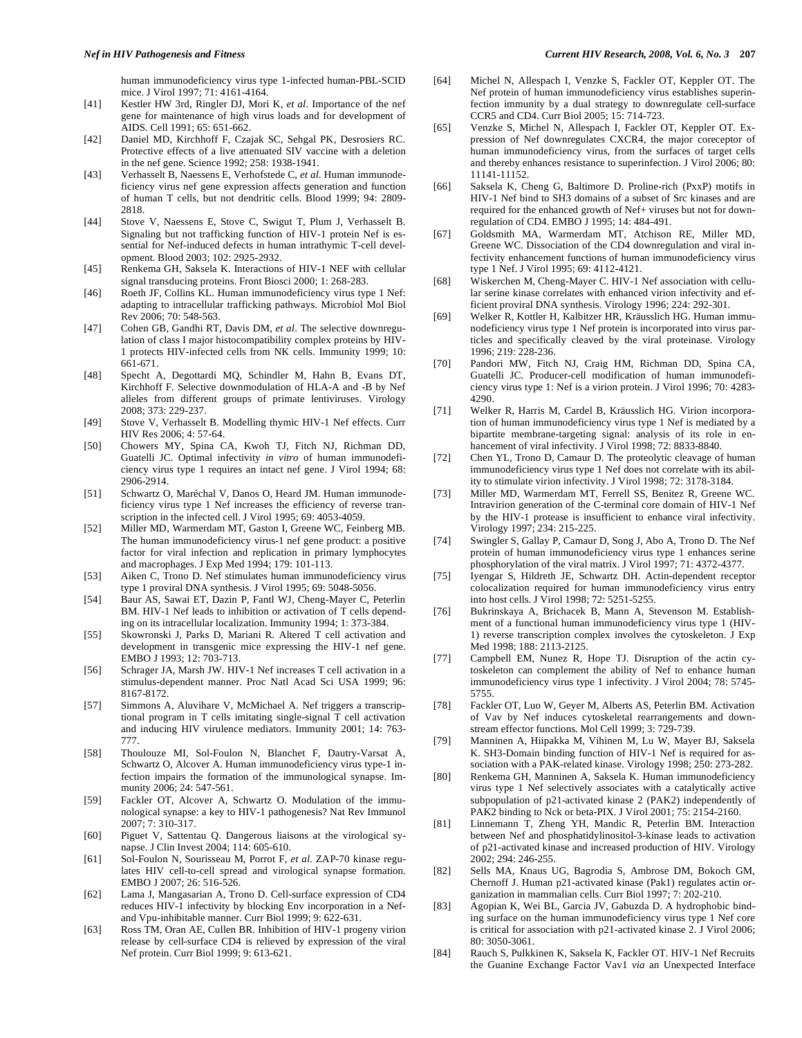human immunodeficiency virus type 1-infected human-PBL-SCID mice. J Virol 1997; 71: 4161-4164.

[41] Kestler HW 3rd, Ringler DJ, Mori K, *et al*. Importance of the nef gene for maintenance of high virus loads and for development of AIDS. Cell 1991; 65: 651-662.

[42] Daniel MD, Kirchhoff F, Czajak SC, Sehgal PK, Desrosiers RC. Protective effects of a live attenuated SIV vaccine with a deletion in the nef gene. Science 1992; 258: 1938-1941.

[43] Verhasselt B, Naessens E, Verhofstede C, *et al*. Human immunodeficiency virus nef gene expression affects generation and function of human T cells, but not dendritic cells. Blood 1999; 94: 2809-2818.

[44] Stove V, Naessens E, Stove C, Swigut T, Plum J, Verhasselt B. Signaling but not trafficking function of HIV-1 protein Nef is essential for Nef-induced defects in human intrathymic T-cell development. Blood 2003; 102: 2925-2932.

[45] Renkema GH, Saksela K. Interactions of HIV-1 NEF with cellular signal transducing proteins. Front Biosci 2000; 1: 268-283.

[46] Roeth JF, Collins KL. Human immunodeficiency virus type 1 Nef: adapting to intracellular trafficking pathways. Microbiol Mol Biol Rev 2006; 70: 548-563.

[47] Cohen GB, Gandhi RT, Davis DM, *et al*. The selective downregulation of class I major histocompatibility complex proteins by HIV-1 protects HIV-infected cells from NK cells. Immunity 1999; 10: 661-671.

[48] Specht A, Degottardi MQ, Schindler M, Hahn B, Evans DT, Kirchhoff F. Selective downmodulation of HLA-A and -B by Nef alleles from different groups of primate lentiviruses. Virology 2008; 373: 229-237.

[49] Stove V, Verhasselt B. Modelling thymic HIV-1 Nef effects. Curr HIV Res 2006; 4: 57-64.

[50] Chowers MY, Spina CA, Kwoh TJ, Fitch NJ, Richman DD, Guatelli JC. Optimal infectivity *in vitro* of human immunodeficiency virus type 1 requires an intact nef gene. J Virol 1994; 68: 2906-2914.

[51] Schwartz O, Maréchal V, Danos O, Heard JM. Human immunodeficiency virus type 1 Nef increases the efficiency of reverse transcription in the infected cell. J Virol 1995; 69: 4053-4059.

[52] Miller MD, Warmerdam MT, Gaston I, Greene WC, Feinberg MB. The human immunodeficiency virus-1 nef gene product: a positive factor for viral infection and replication in primary lymphocytes and macrophages. J Exp Med 1994; 179: 101-113.

[53] Aiken C, Trono D. Nef stimulates human immunodeficiency virus type 1 proviral DNA synthesis. J Virol 1995; 69: 5048-5056.

[54] Baur AS, Sawai ET, Dazin P, Fantl WJ, Cheng-Mayer C, Peterlin BM. HIV-1 Nef leads to inhibition or activation of T cells depending on its intracellular localization. Immunity 1994; 1: 373-384.

[55] Skowronski J, Parks D, Mariani R. Altered T cell activation and development in transgenic mice expressing the HIV-1 nef gene. EMBO J 1993; 12: 703-713.

[56] Schrager JA, Marsh JW. HIV-1 Nef increases T cell activation in a stimulus-dependent manner. Proc Natl Acad Sci USA 1999; 96: 8167-8172.

[57] Simmons A, Aluvihare V, McMichael A. Nef triggers a transcriptional program in T cells imitating single-signal T cell activation and inducing HIV virulence mediators. Immunity 2001; 14: 763-777.

[58] Thoulouze MI, Sol-Foulon N, Blanchet F, Dautry-Varsat A, Schwartz O, Alcover A. Human immunodeficiency virus type-1 infection impairs the formation of the immunological synapse. Immunity 2006; 24: 547-561.

[59] Fackler OT, Alcover A, Schwartz O. Modulation of the immunological synapse: a key to HIV-1 pathogenesis? Nat Rev Immunol 2007; 7: 310-317.

[60] Piguet V, Sattentau Q. Dangerous liaisons at the virological synapse. J Clin Invest 2004; 114: 605-610.

[61] Sol-Foulon N, Sourisseau M, Porrot F, *et al*. ZAP-70 kinase regulates HIV cell-to-cell spread and virological synapse formation. EMBO J 2007; 26: 516-526.

[62] Lama J, Mangasarian A, Trono D. Cell-surface expression of CD4 reduces HIV-1 infectivity by blocking Env incorporation in a Nef- and Vpu-inhibitable manner. Curr Biol 1999; 9: 622-631.

[63] Ross TM, Oran AE, Cullen BR. Inhibition of HIV-1 progeny virion release by cell-surface CD4 is relieved by expression of the viral Nef protein. Curr Biol 1999; 9: 613-621.

[64] Michel N, Allespach I, Venzke S, Fackler OT, Keppler OT. The Nef protein of human immunodeficiency virus establishes superinfection immunity by a dual strategy to downregulate cell-surface CCR5 and CD4. Curr Biol 2005; 15: 714-723.

[65] Venzke S, Michel N, Allespach I, Fackler OT, Keppler OT. Expression of Nef downregulates CXCR4, the major coreceptor of human immunodeficiency virus, from the surfaces of target cells and thereby enhances resistance to superinfection. J Virol 2006; 80: 11141-11152.

[66] Saksela K, Cheng G, Baltimore D. Proline-rich (PxxP) motifs in HIV-1 Nef bind to SH3 domains of a subset of Src kinases and are required for the enhanced growth of Nef+ viruses but not for downregulation of CD4. EMBO J 1995; 14: 484-491.

[67] Goldsmith MA, Warmerdam MT, Atchison RE, Miller MD, Greene WC. Dissociation of the CD4 downregulation and viral infectivity enhancement functions of human immunodeficiency virus type 1 Nef. J Virol 1995; 69: 4112-4121.

[68] Wiskerchen M, Cheng-Mayer C. HIV-1 Nef association with cellular serine kinase correlates with enhanced virion infectivity and efficient proviral DNA synthesis. Virology 1996; 224: 292-301.

[69] Welker R, Kottler H, Kalbitzer HR, Kräusslich HG. Human immunodeficiency virus type 1 Nef protein is incorporated into virus particles and specifically cleaved by the viral proteinase. Virology 1996; 219: 228-236.

[70] Pandori MW, Fitch NJ, Craig HM, Richman DD, Spina CA, Guatelli JC. Producer-cell modification of human immunodeficiency virus type 1: Nef is a virion protein. J Virol 1996; 70: 4283-4290.

[71] Welker R, Harris M, Cardel B, Kräusslich HG. Virion incorporation of human immunodeficiency virus type 1 Nef is mediated by a bipartite membrane-targeting signal: analysis of its role in enhancement of viral infectivity. J Virol 1998; 72: 8833-8840.

[72] Chen YL, Trono D, Camaur D. The proteolytic cleavage of human immunodeficiency virus type 1 Nef does not correlate with its ability to stimulate virion infectivity. J Virol 1998; 72: 3178-3184.

[73] Miller MD, Warmerdam MT, Ferrell SS, Benitez R, Greene WC. Intravirion generation of the C-terminal core domain of HIV-1 Nef by the HIV-1 protease is insufficient to enhance viral infectivity. Virology 1997; 234: 215-225.

[74] Swingler S, Gallay P, Camaur D, Song J, Abo A, Trono D. The Nef protein of human immunodeficiency virus type 1 enhances serine phosphorylation of the viral matrix. J Virol 1997; 71: 4372-4377.

[75] Iyengar S, Hildreth JE, Schwartz DH. Actin-dependent receptor colocalization required for human immunodeficiency virus entry into host cells. J Virol 1998; 72: 5251-5255.

[76] Bukrinskaya A, Brichacek B, Mann A, Stevenson M. Establishment of a functional human immunodeficiency virus type 1 (HIV-1) reverse transcription complex involves the cytoskeleton. J Exp Med 1998; 188: 2113-2125.

[77] Campbell EM, Nunez R, Hope TJ. Disruption of the actin cytoskeleton can complement the ability of Nef to enhance human immunodeficiency virus type 1 infectivity. J Virol 2004; 78: 5745-5755.

[78] Fackler OT, Luo W, Geyer M, Alberts AS, Peterlin BM. Activation of Vav by Nef induces cytoskeletal rearrangements and downstream effector functions. Mol Cell 1999; 3: 729-739.

[79] Manninen A, Hiipakka M, Vihinen M, Lu W, Mayer BJ, Saksela K. SH3-Domain binding function of HIV-1 Nef is required for association with a PAK-related kinase. Virology 1998; 250: 273-282.

[80] Renkema GH, Manninen A, Saksela K. Human immunodeficiency virus type 1 Nef selectively associates with a catalytically active subpopulation of p21-activated kinase 2 (PAK2) independently of PAK2 binding to Nck or beta-PIX. J Virol 2001; 75: 2154-2160.

[81] Linnemann T, Zheng YH, Mandic R, Peterlin BM. Interaction between Nef and phosphatidylinositol-3-kinase leads to activation of p21-activated kinase and increased production of HIV. Virology 2002; 294: 246-255.

[82] Sells MA, Knaus UG, Bagrodia S, Ambrose DM, Bokoch GM, Chernoff J. Human p21-activated kinase (Pak1) regulates actin organization in mammalian cells. Curr Biol 1997; 7: 202-210.

[83] Agopian K, Wei BL, Garcia JV, Gabuzda D. A hydrophobic binding surface on the human immunodeficiency virus type 1 Nef core is critical for association with p21-activated kinase 2. J Virol 2006; 80: 3050-3061.

[84] Rauch S, Pulkkinen K, Saksela K, Fackler OT. HIV-1 Nef Recruits the Guanine Exchange Factor Vav1 *via* an Unexpected Interface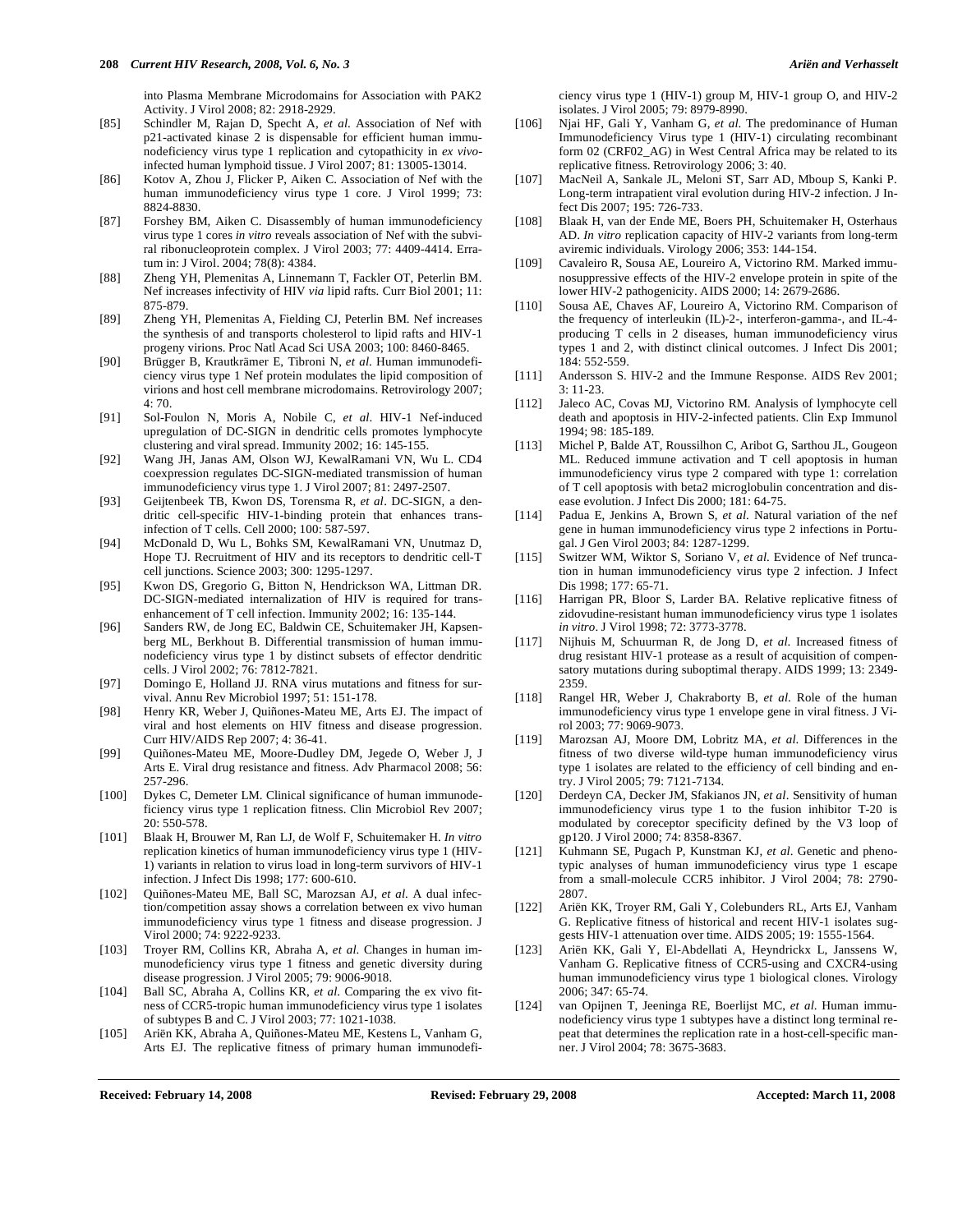into Plasma Membrane Microdomains for Association with PAK2 Activity. J Virol 2008; 82: 2918-2929.

[85] Schindler M, Rajan D, Specht A, *et al.* Association of Nef with p21-activated kinase 2 is dispensable for efficient human immunodeficiency virus type 1 replication and cytopathicity in *ex vivo*-infected human lymphoid tissue. J Virol 2007; 81: 13005-13014.

[86] Kotov A, Zhou J, Flicker P, Aiken C. Association of Nef with the human immunodeficiency virus type 1 core. J Virol 1999; 73: 8824-8830.

[87] Forshey BM, Aiken C. Disassembly of human immunodeficiency virus type 1 cores *in vitro* reveals association of Nef with the subviral ribonucleoprotein complex. J Virol 2003; 77: 4409-4414. Erratum in: J Virol. 2004; 78(8): 4384.

[88] Zheng YH, Plemenitas A, Linnemann T, Fackler OT, Peterlin BM. Nef increases infectivity of HIV *via* lipid rafts. Curr Biol 2001; 11: 875-879.

[89] Zheng YH, Plemenitas A, Fielding CJ, Peterlin BM. Nef increases the synthesis of and transports cholesterol to lipid rafts and HIV-1 progeny virions. Proc Natl Acad Sci USA 2003; 100: 8460-8465.

[90] Brügger B, Krautkrämer E, Tibroni N, *et al.* Human immunodeficiency virus type 1 Nef protein modulates the lipid composition of virions and host cell membrane microdomains. Retrovirology 2007; 4: 70.

[91] Sol-Foulon N, Moris A, Nobile C, *et al.* HIV-1 Nef-induced upregulation of DC-SIGN in dendritic cells promotes lymphocyte clustering and viral spread. Immunity 2002; 16: 145-155.

[92] Wang JH, Janas AM, Olson WJ, KewalRamani VN, Wu L. CD4 coexpression regulates DC-SIGN-mediated transmission of human immunodeficiency virus type 1. J Virol 2007; 81: 2497-2507.

[93] Geijtenbeek TB, Kwon DS, Torensma R, *et al*. DC-SIGN, a dendritic cell-specific HIV-1-binding protein that enhances trans-infection of T cells. Cell 2000; 100: 587-597.

[94] McDonald D, Wu L, Bohks SM, KewalRamani VN, Unutmaz D, Hope TJ. Recruitment of HIV and its receptors to dendritic cell-T cell junctions. Science 2003; 300: 1295-1297.

[95] Kwon DS, Gregorio G, Bitton N, Hendrickson WA, Littman DR. DC-SIGN-mediated internalization of HIV is required for trans-enhancement of T cell infection. Immunity 2002; 16: 135-144.

[96] Sanders RW, de Jong EC, Baldwin CE, Schuitemaker JH, Kapsenberg ML, Berkhout B. Differential transmission of human immunodeficiency virus type 1 by distinct subsets of effector dendritic cells. J Virol 2002; 76: 7812-7821.

[97] Domingo E, Holland JJ. RNA virus mutations and fitness for survival. Annu Rev Microbiol 1997; 51: 151-178.

[98] Henry KR, Weber J, Quiñones-Mateu ME, Arts EJ. The impact of viral and host elements on HIV fitness and disease progression. Curr HIV/AIDS Rep 2007; 4: 36-41.

[99] Quiñones-Mateu ME, Moore-Dudley DM, Jegede O, Weber J, J Arts E. Viral drug resistance and fitness. Adv Pharmacol 2008; 56: 257-296.

[100] Dykes C, Demeter LM. Clinical significance of human immunodeficiency virus type 1 replication fitness. Clin Microbiol Rev 2007; 20: 550-578.

[101] Blaak H, Brouwer M, Ran LJ, de Wolf F, Schuitemaker H. *In vitro* replication kinetics of human immunodeficiency virus type 1 (HIV-1) variants in relation to virus load in long-term survivors of HIV-1 infection. J Infect Dis 1998; 177: 600-610.

[102] Quiñones-Mateu ME, Ball SC, Marozsan AJ, *et al.* A dual infection/competition assay shows a correlation between ex vivo human immunodeficiency virus type 1 fitness and disease progression. J Virol 2000; 74: 9222-9233.

[103] Troyer RM, Collins KR, Abraha A, *et al.* Changes in human immunodeficiency virus type 1 fitness and genetic diversity during disease progression. J Virol 2005; 79: 9006-9018.

[104] Ball SC, Abraha A, Collins KR, *et al.* Comparing the ex vivo fitness of CCR5-tropic human immunodeficiency virus type 1 isolates of subtypes B and C. J Virol 2003; 77: 1021-1038.

[105] Ariën KK, Abraha A, Quiñones-Mateu ME, Kestens L, Vanham G, Arts EJ. The replicative fitness of primary human immunodeficiency virus type 1 (HIV-1) group M, HIV-1 group O, and HIV-2 isolates. J Virol 2005; 79: 8979-8990.

[106] Njai HF, Gali Y, Vanham G, *et al.* The predominance of Human Immunodeficiency Virus type 1 (HIV-1) circulating recombinant form 02 (CRF02_AG) in West Central Africa may be related to its replicative fitness. Retrovirology 2006; 3: 40.

[107] MacNeil A, Sankale JL, Meloni ST, Sarr AD, Mboup S, Kanki P. Long-term intrapatient viral evolution during HIV-2 infection. J Infect Dis 2007; 195: 726-733.

[108] Blaak H, van der Ende ME, Boers PH, Schuitemaker H, Osterhaus AD. *In vitro* replication capacity of HIV-2 variants from long-term aviremic individuals. Virology 2006; 353: 144-154.

[109] Cavaleiro R, Sousa AE, Loureiro A, Victorino RM. Marked immunosuppressive effects of the HIV-2 envelope protein in spite of the lower HIV-2 pathogenicity. AIDS 2000; 14: 2679-2686.

[110] Sousa AE, Chaves AF, Loureiro A, Victorino RM. Comparison of the frequency of interleukin (IL)-2-, interferon-gamma-, and IL-4-producing T cells in 2 diseases, human immunodeficiency virus types 1 and 2, with distinct clinical outcomes. J Infect Dis 2001; 184: 552-559.

[111] Andersson S. HIV-2 and the Immune Response. AIDS Rev 2001; 3: 11-23.

[112] Jaleco AC, Covas MJ, Victorino RM. Analysis of lymphocyte cell death and apoptosis in HIV-2-infected patients. Clin Exp Immunol 1994; 98: 185-189.

[113] Michel P, Balde AT, Roussilhon C, Aribot G, Sarthou JL, Gougeon ML. Reduced immune activation and T cell apoptosis in human immunodeficiency virus type 2 compared with type 1: correlation of T cell apoptosis with beta2 microglobulin concentration and disease evolution. J Infect Dis 2000; 181: 64-75.

[114] Padua E, Jenkins A, Brown S, *et al.* Natural variation of the nef gene in human immunodeficiency virus type 2 infections in Portugal. J Gen Virol 2003; 84: 1287-1299.

[115] Switzer WM, Wiktor S, Soriano V, *et al.* Evidence of Nef truncation in human immunodeficiency virus type 2 infection. J Infect Dis 1998; 177: 65-71.

[116] Harrigan PR, Bloor S, Larder BA. Relative replicative fitness of zidovudine-resistant human immunodeficiency virus type 1 isolates *in vitro*. J Virol 1998; 72: 3773-3778.

[117] Nijhuis M, Schuurman R, de Jong D, *et al.* Increased fitness of drug resistant HIV-1 protease as a result of acquisition of compensatory mutations during suboptimal therapy. AIDS 1999; 13: 2349-2359.

[118] Rangel HR, Weber J, Chakraborty B, *et al.* Role of the human immunodeficiency virus type 1 envelope gene in viral fitness. J Virol 2003; 77: 9069-9073.

[119] Marozsan AJ, Moore DM, Lobritz MA, *et al.* Differences in the fitness of two diverse wild-type human immunodeficiency virus type 1 isolates are related to the efficiency of cell binding and entry. J Virol 2005; 79: 7121-7134.

[120] Derdeyn CA, Decker JM, Sfakianos JN, *et al*. Sensitivity of human immunodeficiency virus type 1 to the fusion inhibitor T-20 is modulated by coreceptor specificity defined by the V3 loop of gp120. J Virol 2000; 74: 8358-8367.

[121] Kuhmann SE, Pugach P, Kunstman KJ, *et al*. Genetic and phenotypic analyses of human immunodeficiency virus type 1 escape from a small-molecule CCR5 inhibitor. J Virol 2004; 78: 2790-2807.

[122] Ariën KK, Troyer RM, Gali Y, Colebunders RL, Arts EJ, Vanham G. Replicative fitness of historical and recent HIV-1 isolates suggests HIV-1 attenuation over time. AIDS 2005; 19: 1555-1564.

[123] Ariën KK, Gali Y, El-Abdellati A, Heyndrickx L, Janssens W, Vanham G. Replicative fitness of CCR5-using and CXCR4-using human immunodeficiency virus type 1 biological clones. Virology 2006; 347: 65-74.

[124] van Opijnen T, Jeeninga RE, Boerlijst MC, *et al.* Human immunodeficiency virus type 1 subtypes have a distinct long terminal repeat that determines the replication rate in a host-cell-specific manner. J Virol 2004; 78: 3675-3683.

Received: February 14, 2008 Revised: February 29, 2008 Accepted: March 11, 2008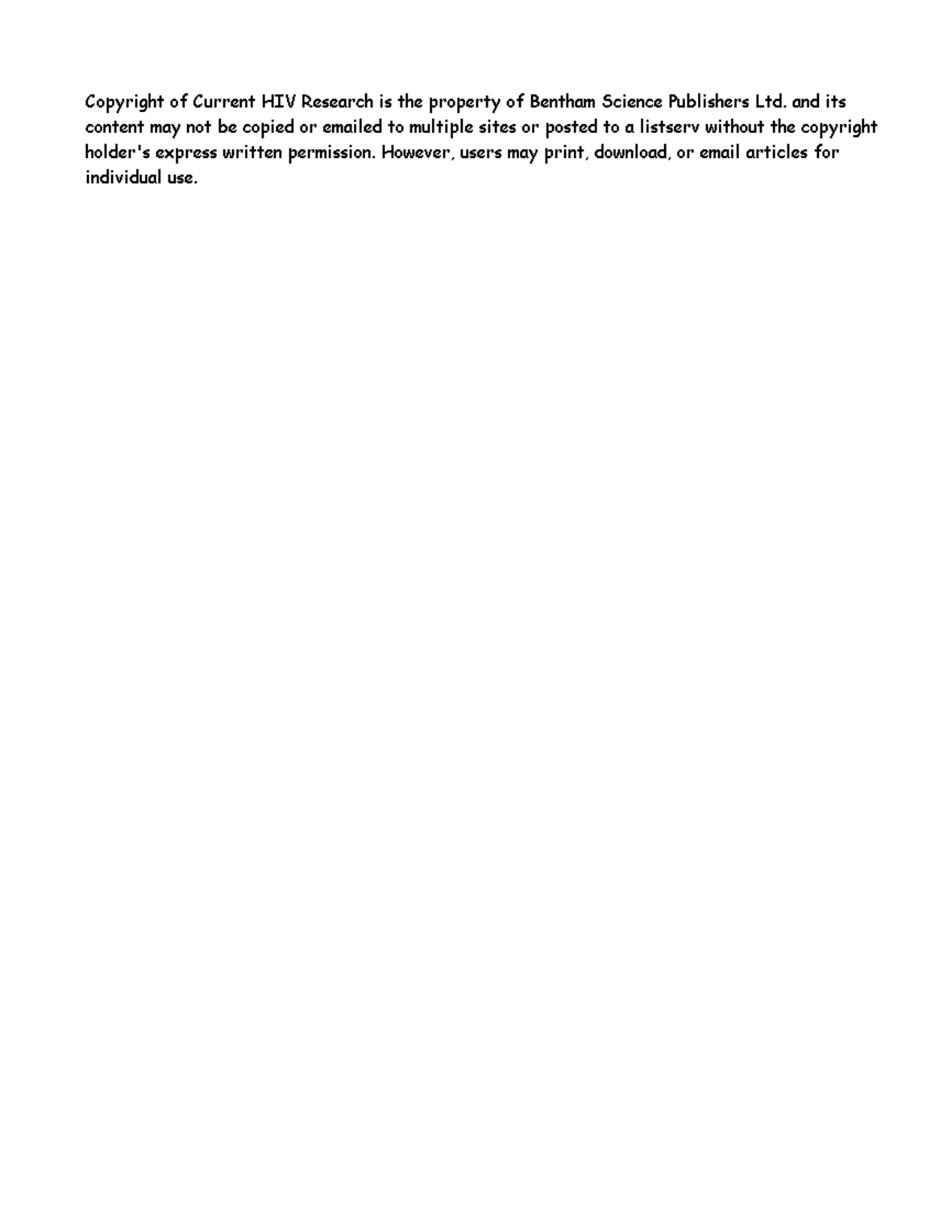Copyright of Current HIV Research is the property of Bentham Science Publishers Ltd. and its content may not be copied or emailed to multiple sites or posted to a listserv without the copyright holder's express written permission. However, users may print, download, or email articles for individual use.